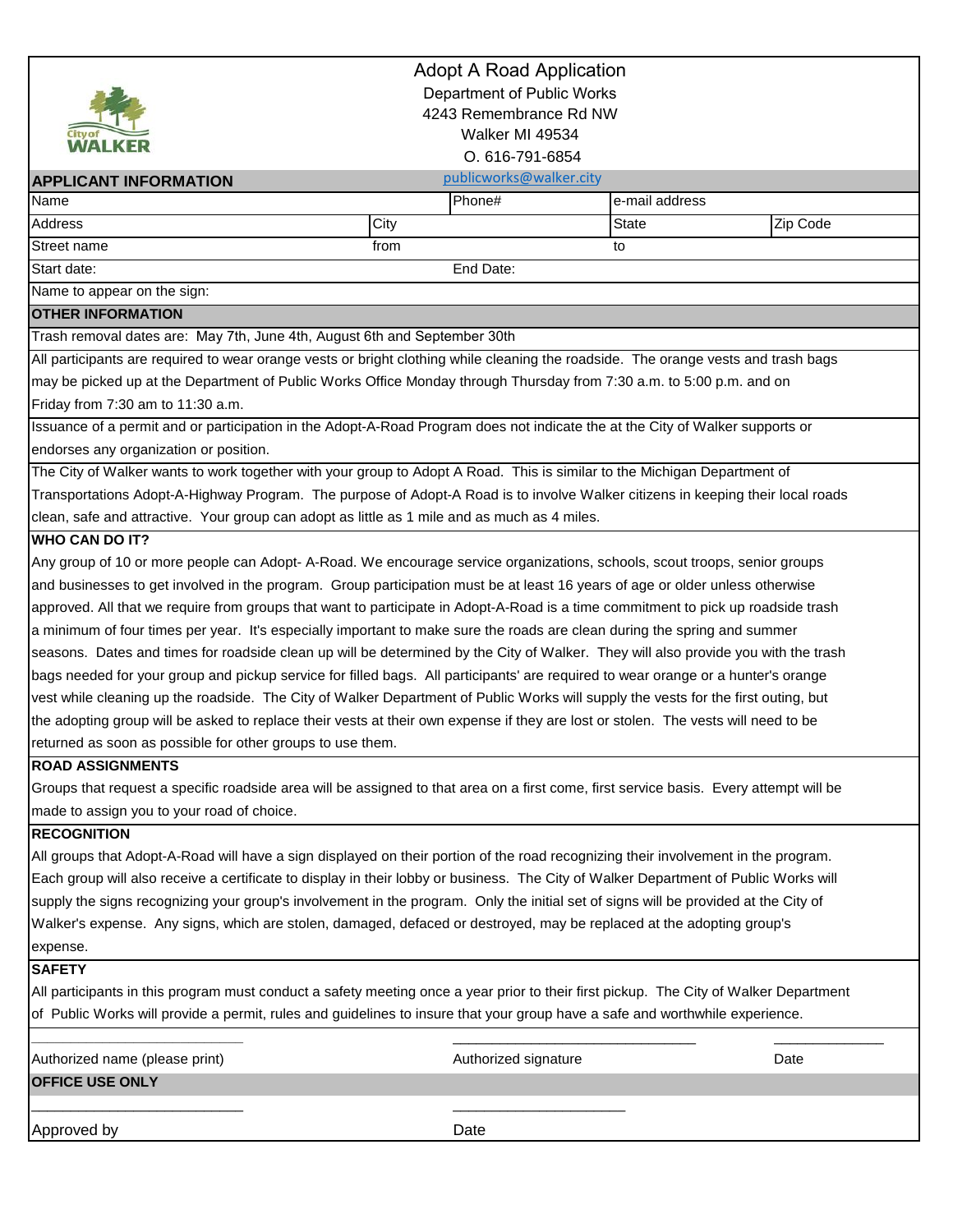# Adopt A Road Application

Department of Public Works
4243 Remembrance Rd NW
Walker MI 49534
O. 616-791-6854
publicworks@walker.city

## APPLICANT INFORMATION

| Name | | Phone# | e-mail address | |
|---|---|---|---|---|
| Address | City | | State | Zip Code |
| Street name | from | | to | |
| Start date: | | End Date: | | |
| Name to appear on the sign: | | | | |

## OTHER INFORMATION

Trash removal dates are: May 7th, June 4th, August 6th and September 30th

All participants are required to wear orange vests or bright clothing while cleaning the roadside. The orange vests and trash bags may be picked up at the Department of Public Works Office Monday through Thursday from 7:30 a.m. to 5:00 p.m. and on Friday from 7:30 am to 11:30 a.m.

Issuance of a permit and or participation in the Adopt-A-Road Program does not indicate the at the City of Walker supports or endorses any organization or position.

The City of Walker wants to work together with your group to Adopt A Road. This is similar to the Michigan Department of Transportations Adopt-A-Highway Program. The purpose of Adopt-A Road is to involve Walker citizens in keeping their local roads clean, safe and attractive. Your group can adopt as little as 1 mile and as much as 4 miles.

## WHO CAN DO IT?

Any group of 10 or more people can Adopt- A-Road. We encourage service organizations, schools, scout troops, senior groups and businesses to get involved in the program. Group participation must be at least 16 years of age or older unless otherwise approved. All that we require from groups that want to participate in Adopt-A-Road is a time commitment to pick up roadside trash a minimum of four times per year. It's especially important to make sure the roads are clean during the spring and summer seasons. Dates and times for roadside clean up will be determined by the City of Walker. They will also provide you with the trash bags needed for your group and pickup service for filled bags. All participants' are required to wear orange or a hunter's orange vest while cleaning up the roadside. The City of Walker Department of Public Works will supply the vests for the first outing, but the adopting group will be asked to replace their vests at their own expense if they are lost or stolen. The vests will need to be returned as soon as possible for other groups to use them.

## ROAD ASSIGNMENTS

Groups that request a specific roadside area will be assigned to that area on a first come, first service basis. Every attempt will be made to assign you to your road of choice.

## RECOGNITION

All groups that Adopt-A-Road will have a sign displayed on their portion of the road recognizing their involvement in the program. Each group will also receive a certificate to display in their lobby or business. The City of Walker Department of Public Works will supply the signs recognizing your group's involvement in the program. Only the initial set of signs will be provided at the City of Walker's expense. Any signs, which are stolen, damaged, defaced or destroyed, may be replaced at the adopting group's expense.

## SAFETY

All participants in this program must conduct a safety meeting once a year prior to their first pickup. The City of Walker Department of Public Works will provide a permit, rules and guidelines to insure that your group have a safe and worthwhile experience.

| ___________________________ | ___________________________ | ______________ |
|---|---|---|
| Authorized name (please print) | Authorized signature | Date |

## OFFICE USE ONLY

| ___________________________ | ______________________ |
|---|---|
| Approved by | Date |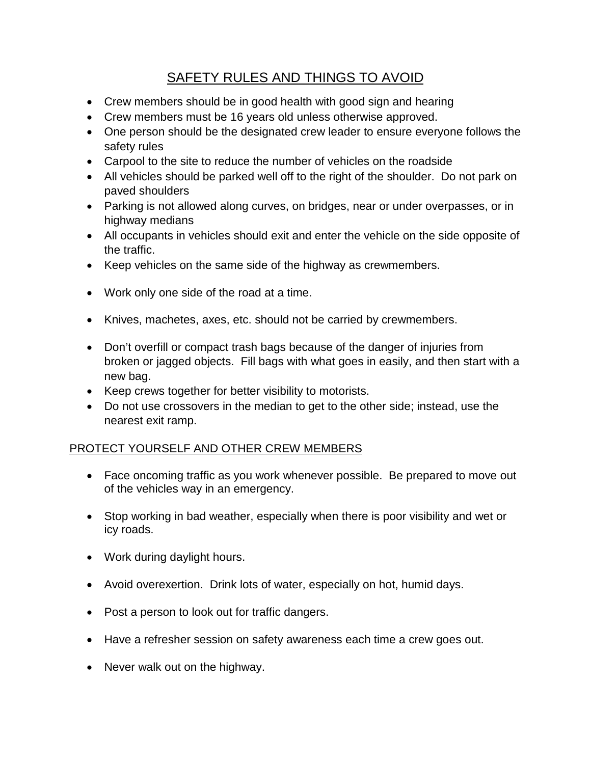## SAFETY RULES AND THINGS TO AVOID

- Crew members should be in good health with good sign and hearing
- Crew members must be 16 years old unless otherwise approved.
- One person should be the designated crew leader to ensure everyone follows the safety rules
- Carpool to the site to reduce the number of vehicles on the roadside
- All vehicles should be parked well off to the right of the shoulder. Do not park on paved shoulders
- Parking is not allowed along curves, on bridges, near or under overpasses, or in highway medians
- All occupants in vehicles should exit and enter the vehicle on the side opposite of the traffic.
- Keep vehicles on the same side of the highway as crewmembers.
- Work only one side of the road at a time.
- Knives, machetes, axes, etc. should not be carried by crewmembers.
- Don't overfill or compact trash bags because of the danger of injuries from broken or jagged objects. Fill bags with what goes in easily, and then start with a new bag.
- Keep crews together for better visibility to motorists.
- Do not use crossovers in the median to get to the other side; instead, use the nearest exit ramp.

### PROTECT YOURSELF AND OTHER CREW MEMBERS

- Face oncoming traffic as you work whenever possible. Be prepared to move out of the vehicles way in an emergency.
- Stop working in bad weather, especially when there is poor visibility and wet or icy roads.
- Work during daylight hours.
- Avoid overexertion. Drink lots of water, especially on hot, humid days.
- Post a person to look out for traffic dangers.
- Have a refresher session on safety awareness each time a crew goes out.
- Never walk out on the highway.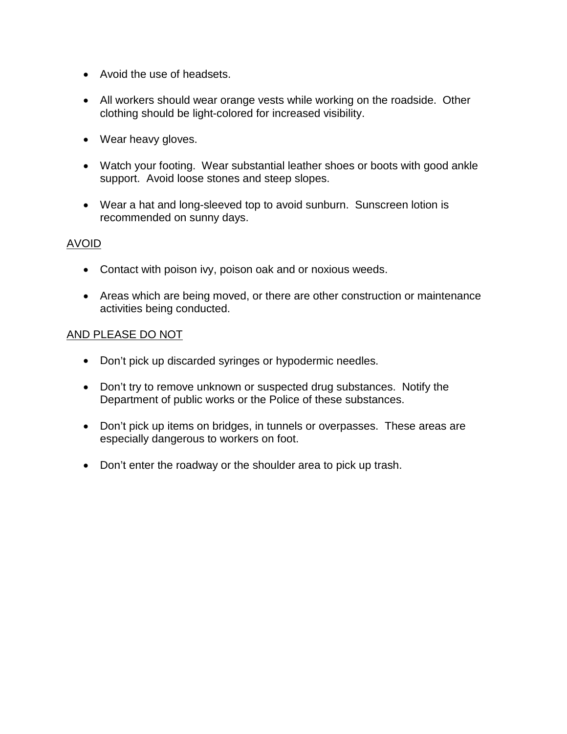- Avoid the use of headsets.

- All workers should wear orange vests while working on the roadside. Other clothing should be light-colored for increased visibility.

- Wear heavy gloves.

- Watch your footing. Wear substantial leather shoes or boots with good ankle support. Avoid loose stones and steep slopes.

- Wear a hat and long-sleeved top to avoid sunburn. Sunscreen lotion is recommended on sunny days.

<u>AVOID</u>

- Contact with poison ivy, poison oak and or noxious weeds.

- Areas which are being moved, or there are other construction or maintenance activities being conducted.

<u>AND PLEASE DO NOT</u>

- Don't pick up discarded syringes or hypodermic needles.

- Don't try to remove unknown or suspected drug substances. Notify the Department of public works or the Police of these substances.

- Don't pick up items on bridges, in tunnels or overpasses. These areas are especially dangerous to workers on foot.

- Don't enter the roadway or the shoulder area to pick up trash.